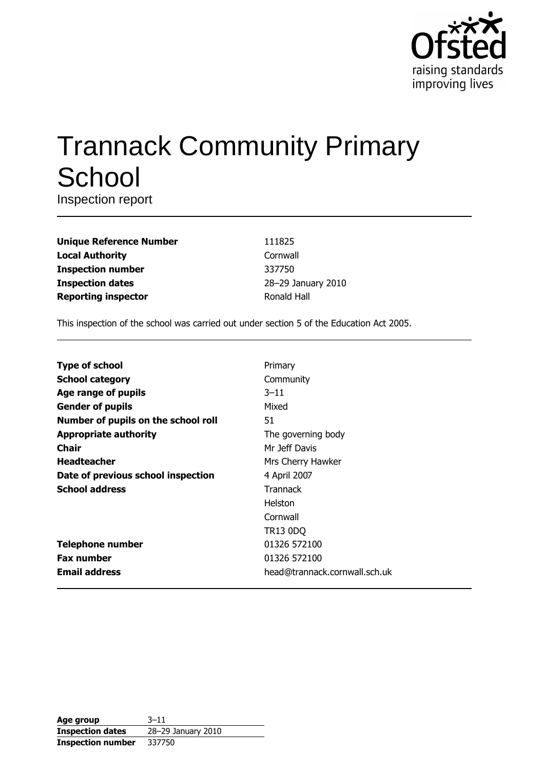# Trannack Community Primary School

Inspection report

| | |
|---|---|
| **Unique Reference Number** | 111825 |
| **Local Authority** | Cornwall |
| **Inspection number** | 337750 |
| **Inspection dates** | 28–29 January 2010 |
| **Reporting inspector** | Ronald Hall |

This inspection of the school was carried out under section 5 of the Education Act 2005.

| | |
|---|---|
| **Type of school** | Primary |
| **School category** | Community |
| **Age range of pupils** | 3–11 |
| **Gender of pupils** | Mixed |
| **Number of pupils on the school roll** | 51 |
| **Appropriate authority** | The governing body |
| **Chair** | Mr Jeff Davis |
| **Headteacher** | Mrs Cherry Hawker |
| **Date of previous school inspection** | 4 April 2007 |
| **School address** | Trannack<br>Helston<br>Cornwall<br>TR13 0DQ |
| **Telephone number** | 01326 572100 |
| **Fax number** | 01326 572100 |
| **Email address** | head@trannack.cornwall.sch.uk |

| | |
|---|---|
| **Age group** | 3–11 |
| **Inspection dates** | 28–29 January 2010 |
| **Inspection number** | 337750 |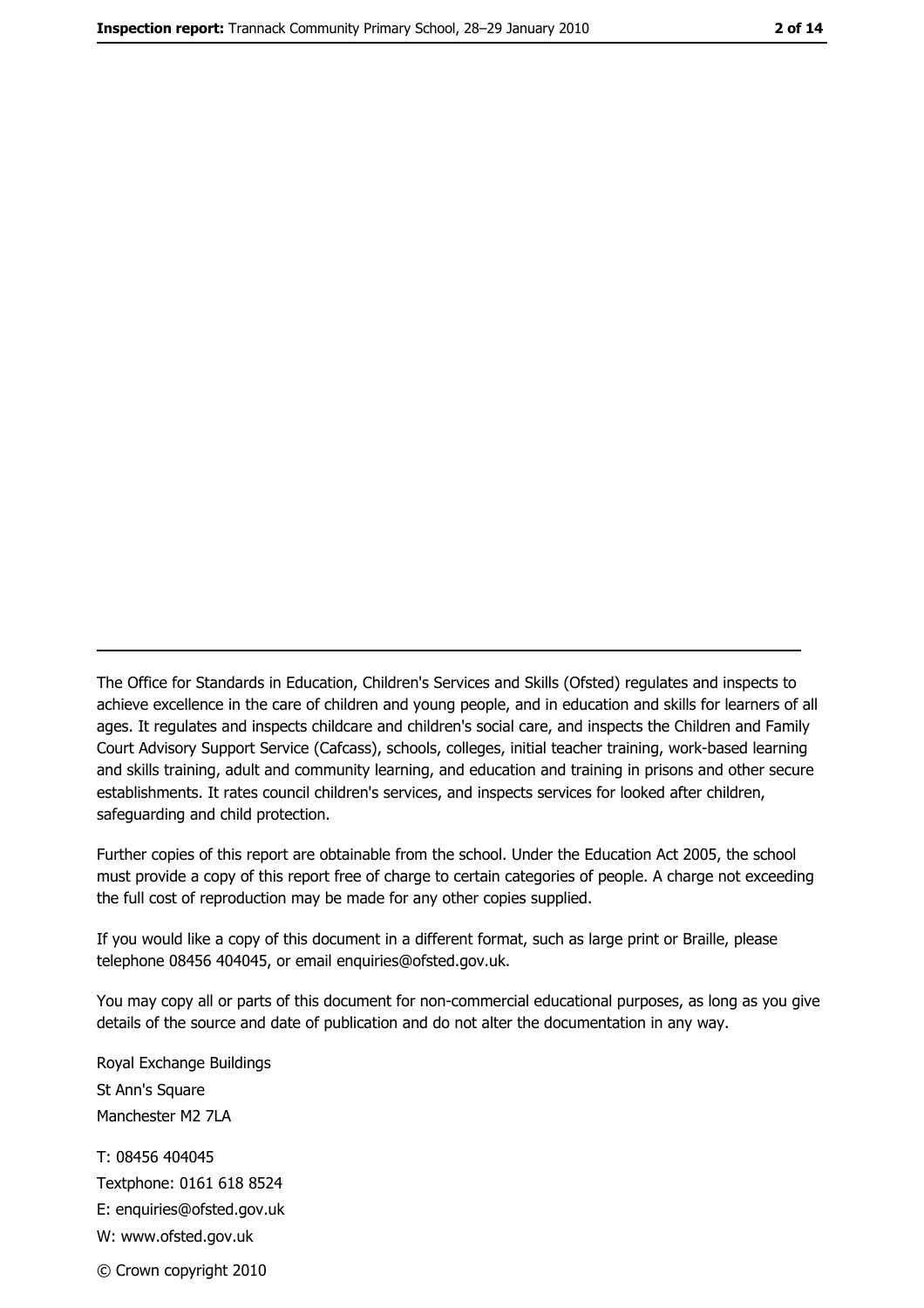---

The Office for Standards in Education, Children's Services and Skills (Ofsted) regulates and inspects to achieve excellence in the care of children and young people, and in education and skills for learners of all ages. It regulates and inspects childcare and children's social care, and inspects the Children and Family Court Advisory Support Service (Cafcass), schools, colleges, initial teacher training, work-based learning and skills training, adult and community learning, and education and training in prisons and other secure establishments. It rates council children's services, and inspects services for looked after children, safeguarding and child protection.

Further copies of this report are obtainable from the school. Under the Education Act 2005, the school must provide a copy of this report free of charge to certain categories of people. A charge not exceeding the full cost of reproduction may be made for any other copies supplied.

If you would like a copy of this document in a different format, such as large print or Braille, please telephone 08456 404045, or email enquiries@ofsted.gov.uk.

You may copy all or parts of this document for non-commercial educational purposes, as long as you give details of the source and date of publication and do not alter the documentation in any way.

Royal Exchange Buildings
St Ann's Square
Manchester M2 7LA

T: 08456 404045
Textphone: 0161 618 8524
E: enquiries@ofsted.gov.uk
W: www.ofsted.gov.uk

© Crown copyright 2010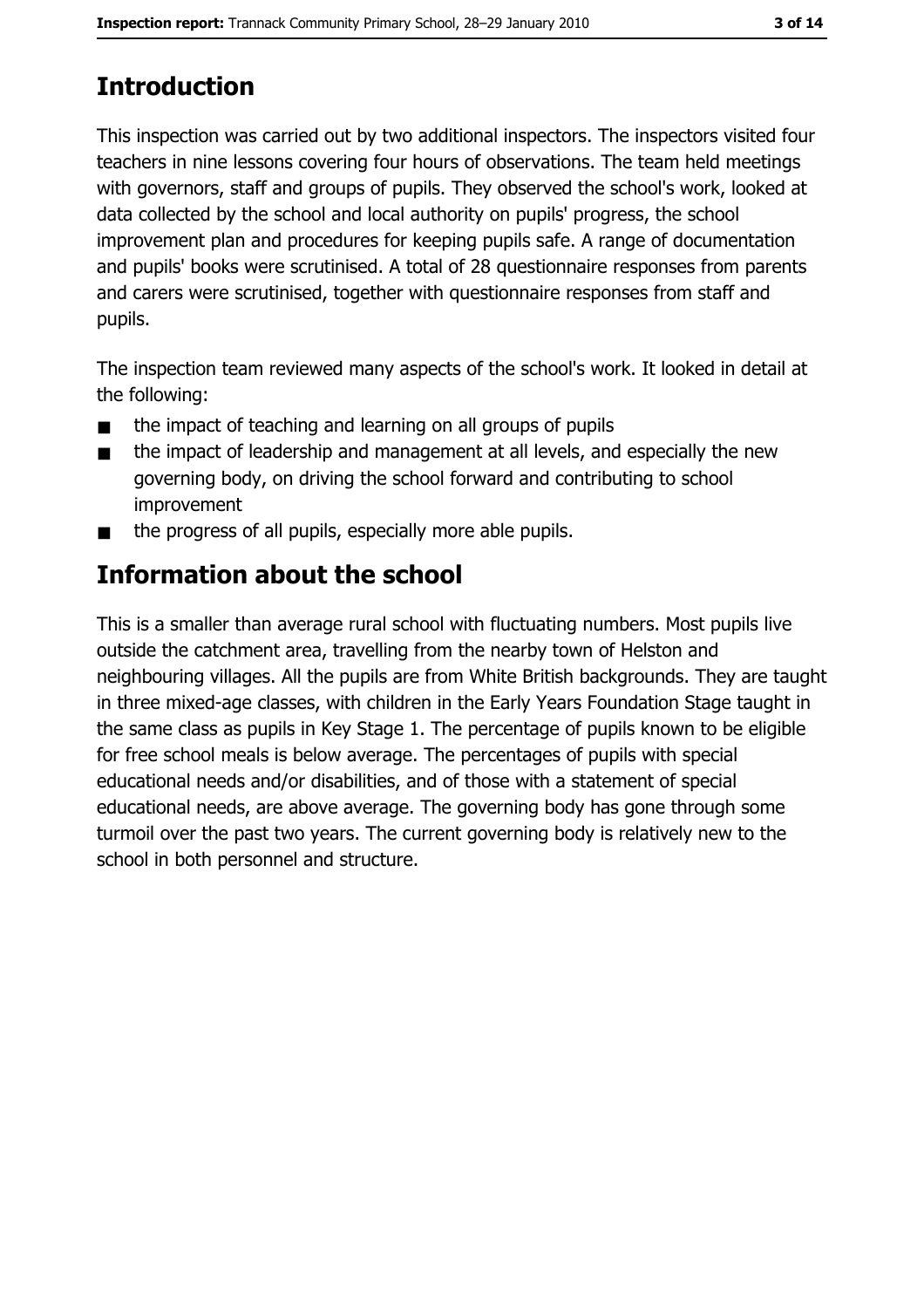## Introduction

This inspection was carried out by two additional inspectors. The inspectors visited four teachers in nine lessons covering four hours of observations. The team held meetings with governors, staff and groups of pupils. They observed the school's work, looked at data collected by the school and local authority on pupils' progress, the school improvement plan and procedures for keeping pupils safe. A range of documentation and pupils' books were scrutinised. A total of 28 questionnaire responses from parents and carers were scrutinised, together with questionnaire responses from staff and pupils.

The inspection team reviewed many aspects of the school's work. It looked in detail at the following:

- the impact of teaching and learning on all groups of pupils
- the impact of leadership and management at all levels, and especially the new governing body, on driving the school forward and contributing to school improvement
- the progress of all pupils, especially more able pupils.

## Information about the school

This is a smaller than average rural school with fluctuating numbers. Most pupils live outside the catchment area, travelling from the nearby town of Helston and neighbouring villages. All the pupils are from White British backgrounds. They are taught in three mixed-age classes, with children in the Early Years Foundation Stage taught in the same class as pupils in Key Stage 1. The percentage of pupils known to be eligible for free school meals is below average. The percentages of pupils with special educational needs and/or disabilities, and of those with a statement of special educational needs, are above average. The governing body has gone through some turmoil over the past two years. The current governing body is relatively new to the school in both personnel and structure.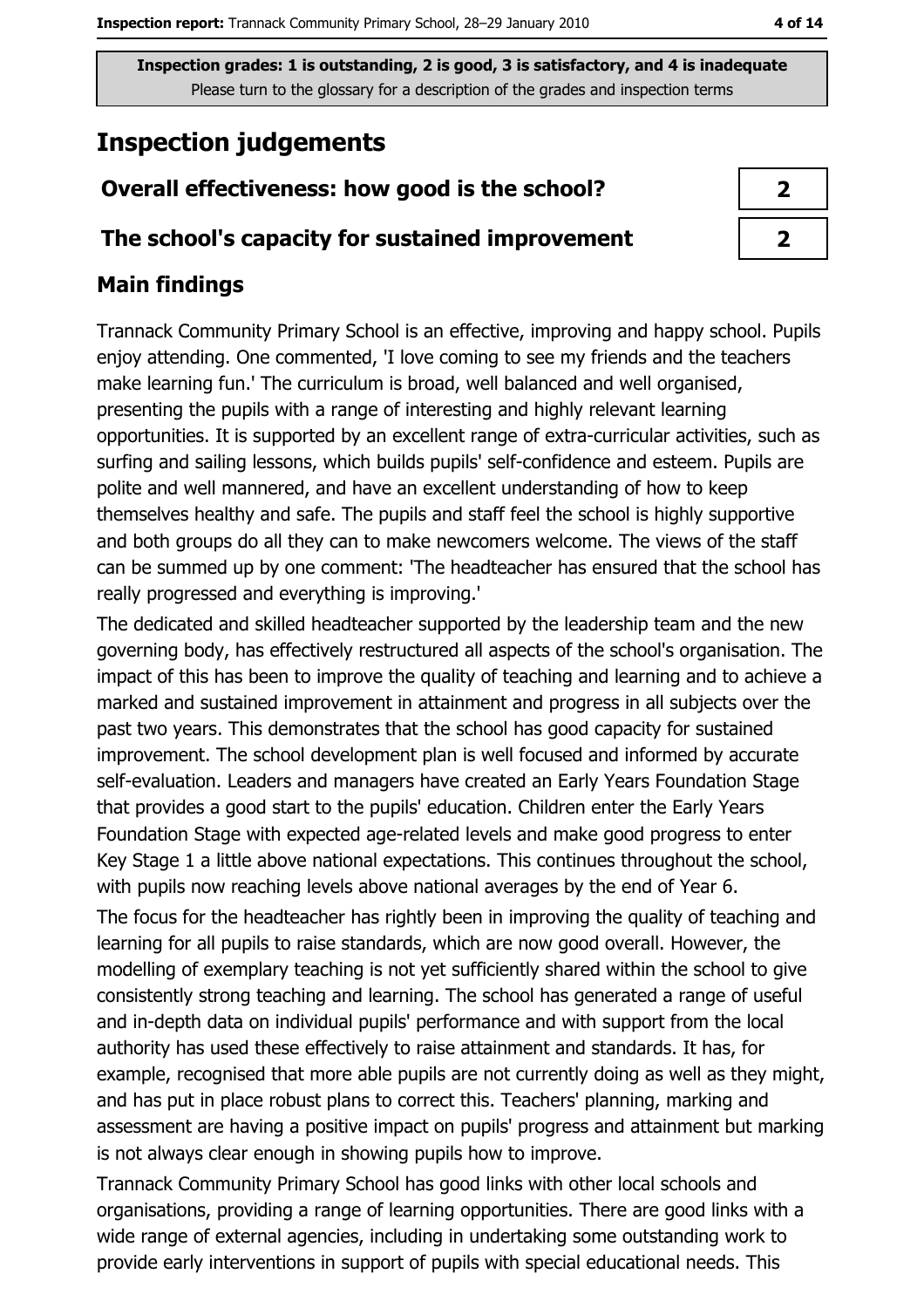Inspection grades: 1 is outstanding, 2 is good, 3 is satisfactory, and 4 is inadequate
Please turn to the glossary for a description of the grades and inspection terms

# Inspection judgements

| Overall effectiveness: how good is the school? | 2 |
|---|---|
| The school's capacity for sustained improvement | 2 |

## Main findings

Trannack Community Primary School is an effective, improving and happy school. Pupils enjoy attending. One commented, 'I love coming to see my friends and the teachers make learning fun.' The curriculum is broad, well balanced and well organised, presenting the pupils with a range of interesting and highly relevant learning opportunities. It is supported by an excellent range of extra-curricular activities, such as surfing and sailing lessons, which builds pupils' self-confidence and esteem. Pupils are polite and well mannered, and have an excellent understanding of how to keep themselves healthy and safe. The pupils and staff feel the school is highly supportive and both groups do all they can to make newcomers welcome. The views of the staff can be summed up by one comment: 'The headteacher has ensured that the school has really progressed and everything is improving.'

The dedicated and skilled headteacher supported by the leadership team and the new governing body, has effectively restructured all aspects of the school's organisation. The impact of this has been to improve the quality of teaching and learning and to achieve a marked and sustained improvement in attainment and progress in all subjects over the past two years. This demonstrates that the school has good capacity for sustained improvement. The school development plan is well focused and informed by accurate self-evaluation. Leaders and managers have created an Early Years Foundation Stage that provides a good start to the pupils' education. Children enter the Early Years Foundation Stage with expected age-related levels and make good progress to enter Key Stage 1 a little above national expectations. This continues throughout the school, with pupils now reaching levels above national averages by the end of Year 6.

The focus for the headteacher has rightly been in improving the quality of teaching and learning for all pupils to raise standards, which are now good overall. However, the modelling of exemplary teaching is not yet sufficiently shared within the school to give consistently strong teaching and learning. The school has generated a range of useful and in-depth data on individual pupils' performance and with support from the local authority has used these effectively to raise attainment and standards. It has, for example, recognised that more able pupils are not currently doing as well as they might, and has put in place robust plans to correct this. Teachers' planning, marking and assessment are having a positive impact on pupils' progress and attainment but marking is not always clear enough in showing pupils how to improve.

Trannack Community Primary School has good links with other local schools and organisations, providing a range of learning opportunities. There are good links with a wide range of external agencies, including in undertaking some outstanding work to provide early interventions in support of pupils with special educational needs. This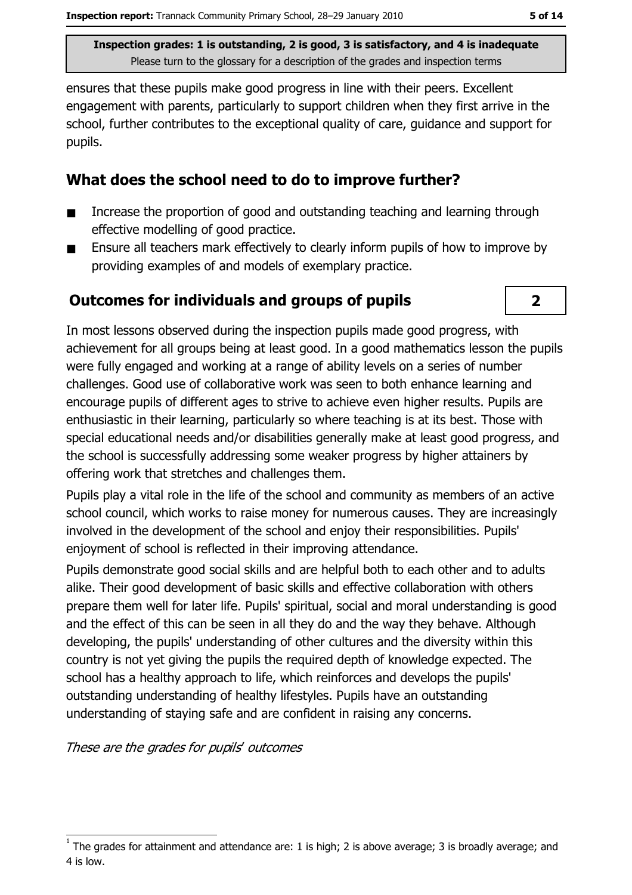ensures that these pupils make good progress in line with their peers. Excellent engagement with parents, particularly to support children when they first arrive in the school, further contributes to the exceptional quality of care, guidance and support for pupils.

## What does the school need to do to improve further?

- Increase the proportion of good and outstanding teaching and learning through effective modelling of good practice.
- Ensure all teachers mark effectively to clearly inform pupils of how to improve by providing examples of and models of exemplary practice.

## Outcomes for individuals and groups of pupils

**2**

In most lessons observed during the inspection pupils made good progress, with achievement for all groups being at least good. In a good mathematics lesson the pupils were fully engaged and working at a range of ability levels on a series of number challenges. Good use of collaborative work was seen to both enhance learning and encourage pupils of different ages to strive to achieve even higher results. Pupils are enthusiastic in their learning, particularly so where teaching is at its best. Those with special educational needs and/or disabilities generally make at least good progress, and the school is successfully addressing some weaker progress by higher attainers by offering work that stretches and challenges them.

Pupils play a vital role in the life of the school and community as members of an active school council, which works to raise money for numerous causes. They are increasingly involved in the development of the school and enjoy their responsibilities. Pupils' enjoyment of school is reflected in their improving attendance.

Pupils demonstrate good social skills and are helpful both to each other and to adults alike. Their good development of basic skills and effective collaboration with others prepare them well for later life. Pupils' spiritual, social and moral understanding is good and the effect of this can be seen in all they do and the way they behave. Although developing, the pupils' understanding of other cultures and the diversity within this country is not yet giving the pupils the required depth of knowledge expected. The school has a healthy approach to life, which reinforces and develops the pupils' outstanding understanding of healthy lifestyles. Pupils have an outstanding understanding of staying safe and are confident in raising any concerns.

*These are the grades for pupils' outcomes*

[1] The grades for attainment and attendance are: 1 is high; 2 is above average; 3 is broadly average; and 4 is low.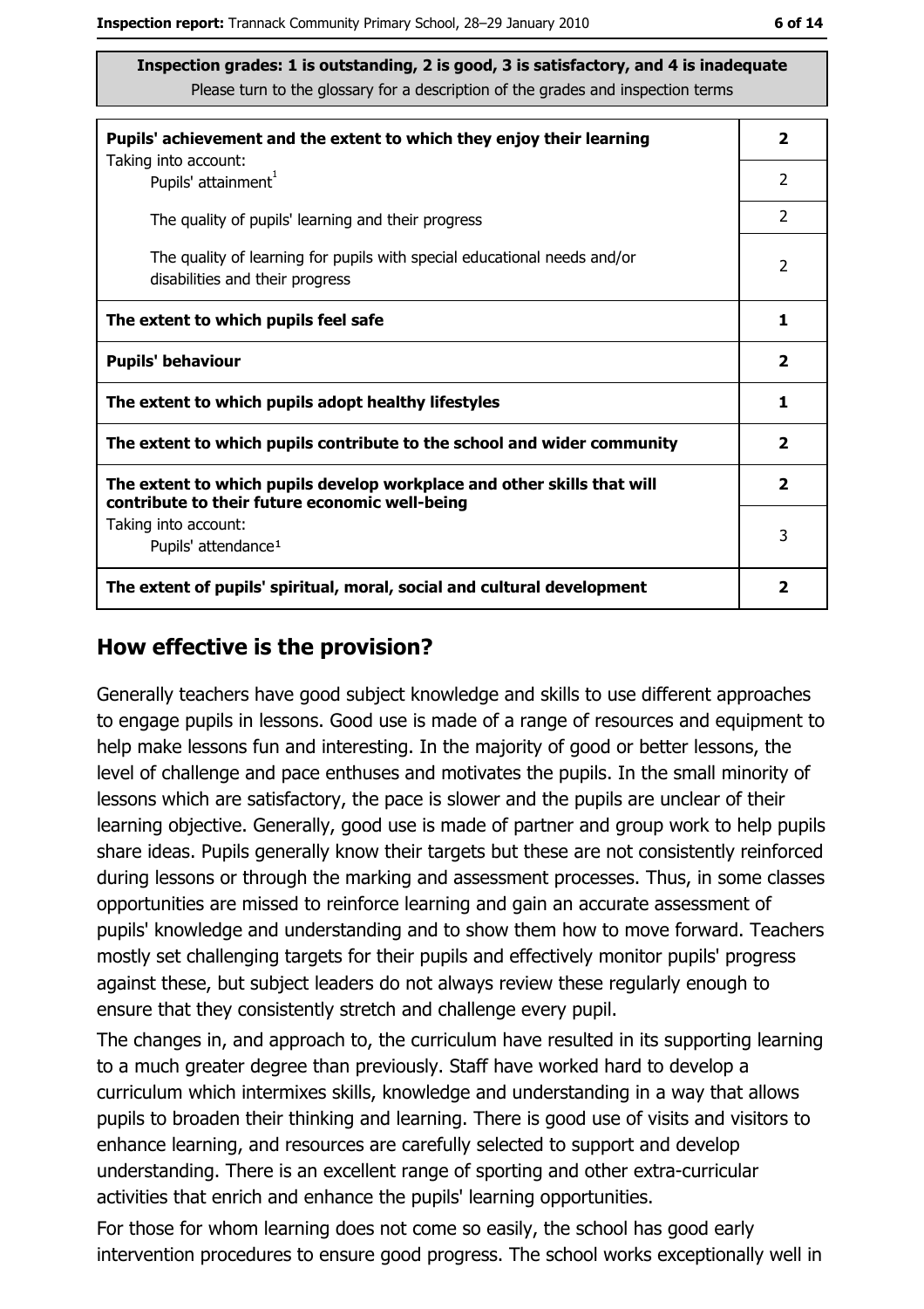**Inspection grades: 1 is outstanding, 2 is good, 3 is satisfactory, and 4 is inadequate**
Please turn to the glossary for a description of the grades and inspection terms

| | |
|---|---|
| **Pupils' achievement and the extent to which they enjoy their learning** | **2** |
| Taking into account:<br>Pupils' attainment[1] | 2 |
| The quality of pupils' learning and their progress | 2 |
| The quality of learning for pupils with special educational needs and/or disabilities and their progress | 2 |
| **The extent to which pupils feel safe** | **1** |
| **Pupils' behaviour** | **2** |
| **The extent to which pupils adopt healthy lifestyles** | **1** |
| **The extent to which pupils contribute to the school and wider community** | **2** |
| **The extent to which pupils develop workplace and other skills that will contribute to their future economic well-being** | **2** |
| Taking into account:<br>Pupils' attendance[1] | 3 |
| **The extent of pupils' spiritual, moral, social and cultural development** | **2** |

## How effective is the provision?

Generally teachers have good subject knowledge and skills to use different approaches to engage pupils in lessons. Good use is made of a range of resources and equipment to help make lessons fun and interesting. In the majority of good or better lessons, the level of challenge and pace enthuses and motivates the pupils. In the small minority of lessons which are satisfactory, the pace is slower and the pupils are unclear of their learning objective. Generally, good use is made of partner and group work to help pupils share ideas. Pupils generally know their targets but these are not consistently reinforced during lessons or through the marking and assessment processes. Thus, in some classes opportunities are missed to reinforce learning and gain an accurate assessment of pupils' knowledge and understanding and to show them how to move forward. Teachers mostly set challenging targets for their pupils and effectively monitor pupils' progress against these, but subject leaders do not always review these regularly enough to ensure that they consistently stretch and challenge every pupil.

The changes in, and approach to, the curriculum have resulted in its supporting learning to a much greater degree than previously. Staff have worked hard to develop a curriculum which intermixes skills, knowledge and understanding in a way that allows pupils to broaden their thinking and learning. There is good use of visits and visitors to enhance learning, and resources are carefully selected to support and develop understanding. There is an excellent range of sporting and other extra-curricular activities that enrich and enhance the pupils' learning opportunities.

For those for whom learning does not come so easily, the school has good early intervention procedures to ensure good progress. The school works exceptionally well in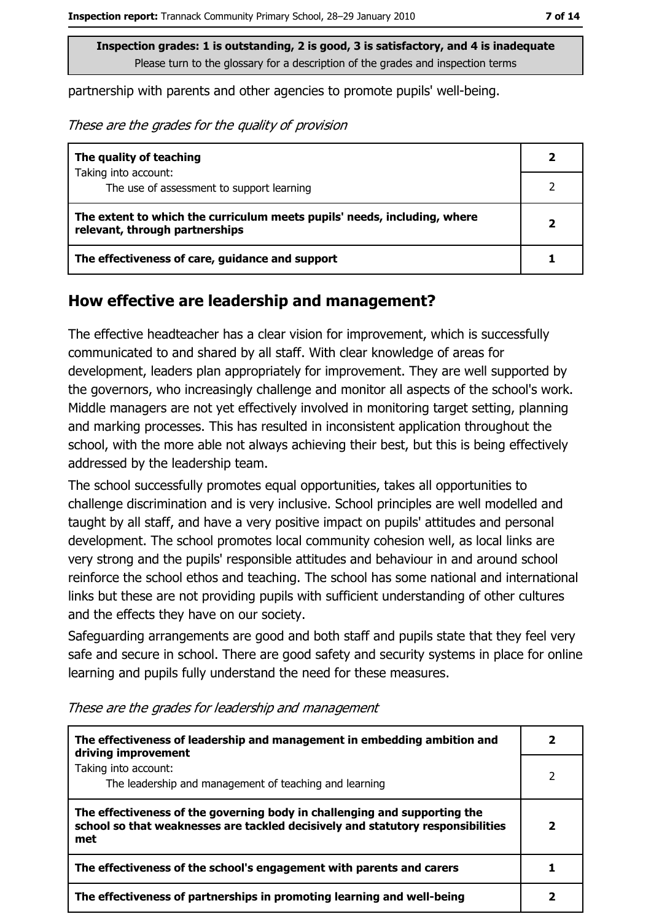Inspection grades: 1 is outstanding, 2 is good, 3 is satisfactory, and 4 is inadequate
Please turn to the glossary for a description of the grades and inspection terms

partnership with parents and other agencies to promote pupils' well-being.

*These are the grades for the quality of provision*

| | |
|---|---|
| **The quality of teaching** | **2** |
| Taking into account:<br>The use of assessment to support learning | 2 |
| **The extent to which the curriculum meets pupils' needs, including, where relevant, through partnerships** | **2** |
| **The effectiveness of care, guidance and support** | **1** |

## How effective are leadership and management?

The effective headteacher has a clear vision for improvement, which is successfully communicated to and shared by all staff. With clear knowledge of areas for development, leaders plan appropriately for improvement. They are well supported by the governors, who increasingly challenge and monitor all aspects of the school's work. Middle managers are not yet effectively involved in monitoring target setting, planning and marking processes. This has resulted in inconsistent application throughout the school, with the more able not always achieving their best, but this is being effectively addressed by the leadership team.

The school successfully promotes equal opportunities, takes all opportunities to challenge discrimination and is very inclusive. School principles are well modelled and taught by all staff, and have a very positive impact on pupils' attitudes and personal development. The school promotes local community cohesion well, as local links are very strong and the pupils' responsible attitudes and behaviour in and around school reinforce the school ethos and teaching. The school has some national and international links but these are not providing pupils with sufficient understanding of other cultures and the effects they have on our society.

Safeguarding arrangements are good and both staff and pupils state that they feel very safe and secure in school. There are good safety and security systems in place for online learning and pupils fully understand the need for these measures.

*These are the grades for leadership and management*

| | |
|---|---|
| **The effectiveness of leadership and management in embedding ambition and driving improvement** | **2** |
| Taking into account:<br>The leadership and management of teaching and learning | 2 |
| **The effectiveness of the governing body in challenging and supporting the school so that weaknesses are tackled decisively and statutory responsibilities met** | **2** |
| **The effectiveness of the school's engagement with parents and carers** | **1** |
| **The effectiveness of partnerships in promoting learning and well-being** | **2** |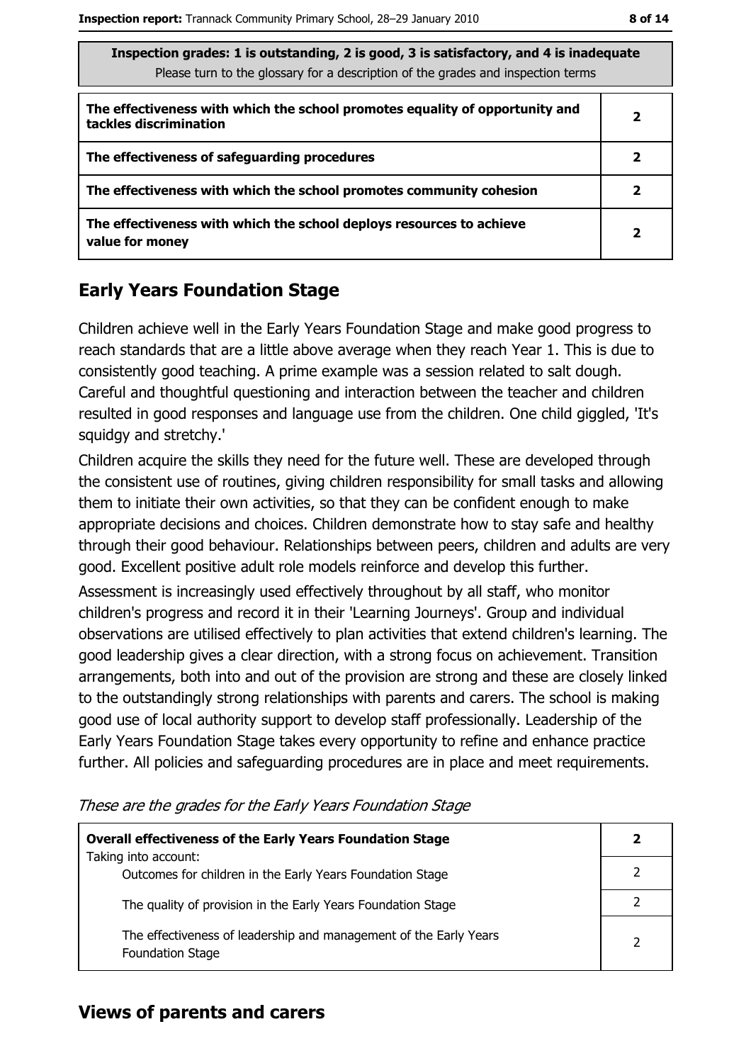| Inspection grades: 1 is outstanding, 2 is good, 3 is satisfactory, and 4 is inadequate<br>Please turn to the glossary for a description of the grades and inspection terms | |
|---|---|
| **The effectiveness with which the school promotes equality of opportunity and tackles discrimination** | **2** |
| **The effectiveness of safeguarding procedures** | **2** |
| **The effectiveness with which the school promotes community cohesion** | **2** |
| **The effectiveness with which the school deploys resources to achieve value for money** | **2** |

## Early Years Foundation Stage

Children achieve well in the Early Years Foundation Stage and make good progress to reach standards that are a little above average when they reach Year 1. This is due to consistently good teaching. A prime example was a session related to salt dough. Careful and thoughtful questioning and interaction between the teacher and children resulted in good responses and language use from the children. One child giggled, 'It's squidgy and stretchy.'

Children acquire the skills they need for the future well. These are developed through the consistent use of routines, giving children responsibility for small tasks and allowing them to initiate their own activities, so that they can be confident enough to make appropriate decisions and choices. Children demonstrate how to stay safe and healthy through their good behaviour. Relationships between peers, children and adults are very good. Excellent positive adult role models reinforce and develop this further.

Assessment is increasingly used effectively throughout by all staff, who monitor children's progress and record it in their 'Learning Journeys'. Group and individual observations are utilised effectively to plan activities that extend children's learning. The good leadership gives a clear direction, with a strong focus on achievement. Transition arrangements, both into and out of the provision are strong and these are closely linked to the outstandingly strong relationships with parents and carers. The school is making good use of local authority support to develop staff professionally. Leadership of the Early Years Foundation Stage takes every opportunity to refine and enhance practice further. All policies and safeguarding procedures are in place and meet requirements.

*These are the grades for the Early Years Foundation Stage*

| **Overall effectiveness of the Early Years Foundation Stage**<br>Taking into account: | **2** |
|---|---|
| Outcomes for children in the Early Years Foundation Stage | 2 |
| The quality of provision in the Early Years Foundation Stage | 2 |
| The effectiveness of leadership and management of the Early Years Foundation Stage | 2 |

## Views of parents and carers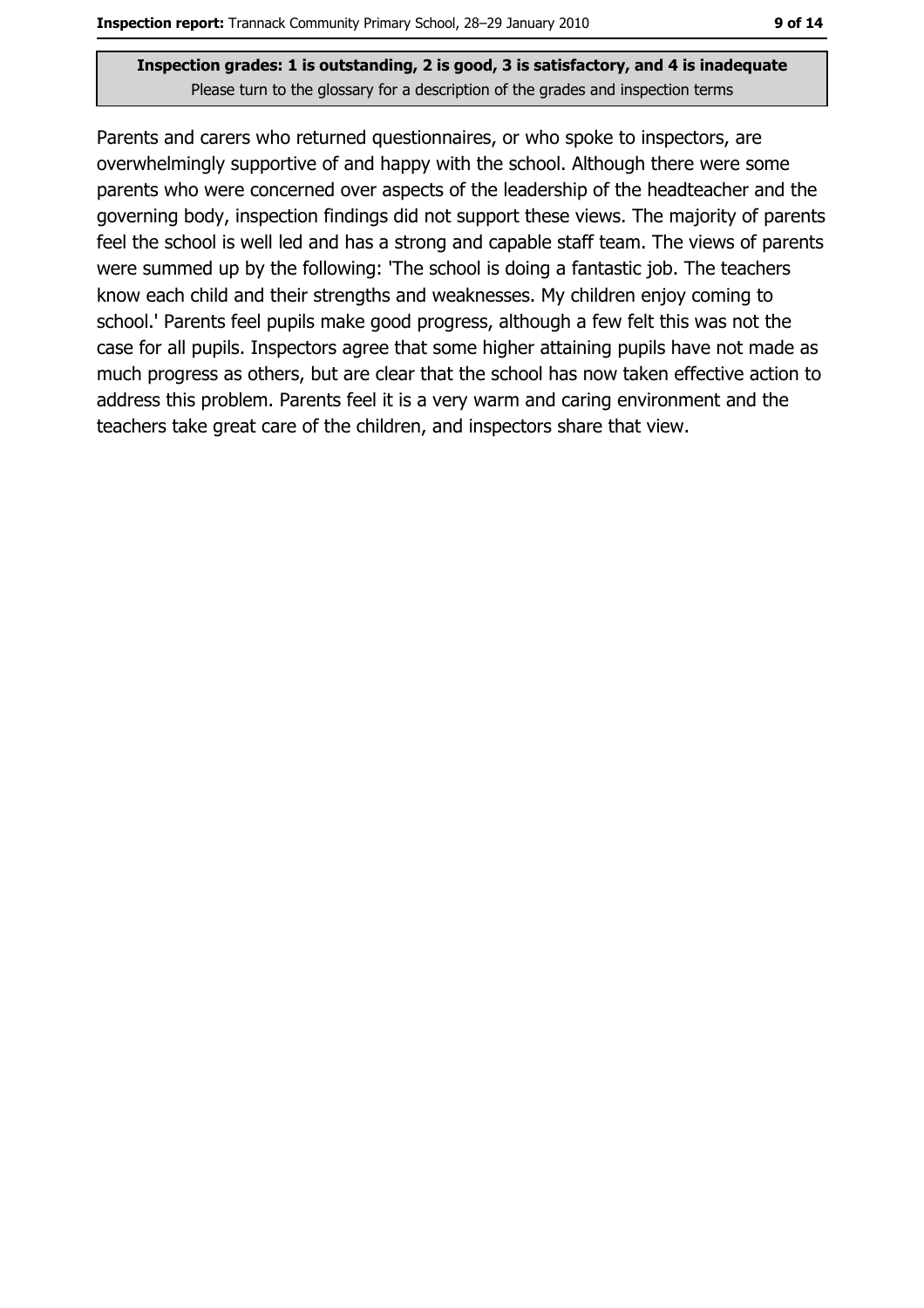**Inspection grades: 1 is outstanding, 2 is good, 3 is satisfactory, and 4 is inadequate**
Please turn to the glossary for a description of the grades and inspection terms

Parents and carers who returned questionnaires, or who spoke to inspectors, are overwhelmingly supportive of and happy with the school. Although there were some parents who were concerned over aspects of the leadership of the headteacher and the governing body, inspection findings did not support these views. The majority of parents feel the school is well led and has a strong and capable staff team. The views of parents were summed up by the following: 'The school is doing a fantastic job. The teachers know each child and their strengths and weaknesses. My children enjoy coming to school.' Parents feel pupils make good progress, although a few felt this was not the case for all pupils. Inspectors agree that some higher attaining pupils have not made as much progress as others, but are clear that the school has now taken effective action to address this problem. Parents feel it is a very warm and caring environment and the teachers take great care of the children, and inspectors share that view.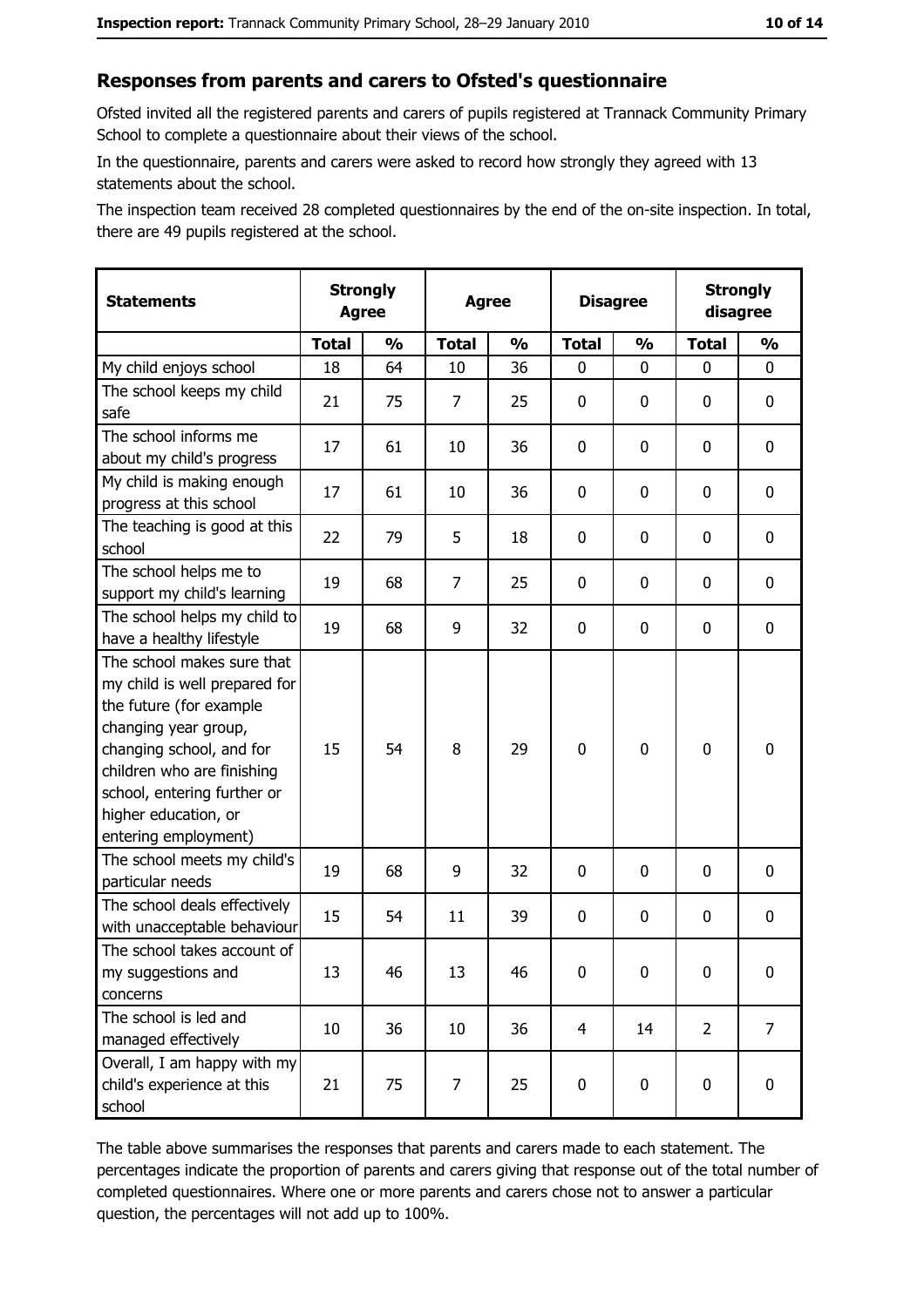## Responses from parents and carers to Ofsted's questionnaire

Ofsted invited all the registered parents and carers of pupils registered at Trannack Community Primary School to complete a questionnaire about their views of the school.

In the questionnaire, parents and carers were asked to record how strongly they agreed with 13 statements about the school.

The inspection team received 28 completed questionnaires by the end of the on-site inspection. In total, there are 49 pupils registered at the school.

| Statements | Strongly Agree | | Agree | | Disagree | | Strongly disagree | |
|---|---|---|---|---|---|---|---|---|
| | Total | % | Total | % | Total | % | Total | % |
| My child enjoys school | 18 | 64 | 10 | 36 | 0 | 0 | 0 | 0 |
| The school keeps my child safe | 21 | 75 | 7 | 25 | 0 | 0 | 0 | 0 |
| The school informs me about my child's progress | 17 | 61 | 10 | 36 | 0 | 0 | 0 | 0 |
| My child is making enough progress at this school | 17 | 61 | 10 | 36 | 0 | 0 | 0 | 0 |
| The teaching is good at this school | 22 | 79 | 5 | 18 | 0 | 0 | 0 | 0 |
| The school helps me to support my child's learning | 19 | 68 | 7 | 25 | 0 | 0 | 0 | 0 |
| The school helps my child to have a healthy lifestyle | 19 | 68 | 9 | 32 | 0 | 0 | 0 | 0 |
| The school makes sure that my child is well prepared for the future (for example changing year group, changing school, and for children who are finishing school, entering further or higher education, or entering employment) | 15 | 54 | 8 | 29 | 0 | 0 | 0 | 0 |
| The school meets my child's particular needs | 19 | 68 | 9 | 32 | 0 | 0 | 0 | 0 |
| The school deals effectively with unacceptable behaviour | 15 | 54 | 11 | 39 | 0 | 0 | 0 | 0 |
| The school takes account of my suggestions and concerns | 13 | 46 | 13 | 46 | 0 | 0 | 0 | 0 |
| The school is led and managed effectively | 10 | 36 | 10 | 36 | 4 | 14 | 2 | 7 |
| Overall, I am happy with my child's experience at this school | 21 | 75 | 7 | 25 | 0 | 0 | 0 | 0 |

The table above summarises the responses that parents and carers made to each statement. The percentages indicate the proportion of parents and carers giving that response out of the total number of completed questionnaires. Where one or more parents and carers chose not to answer a particular question, the percentages will not add up to 100%.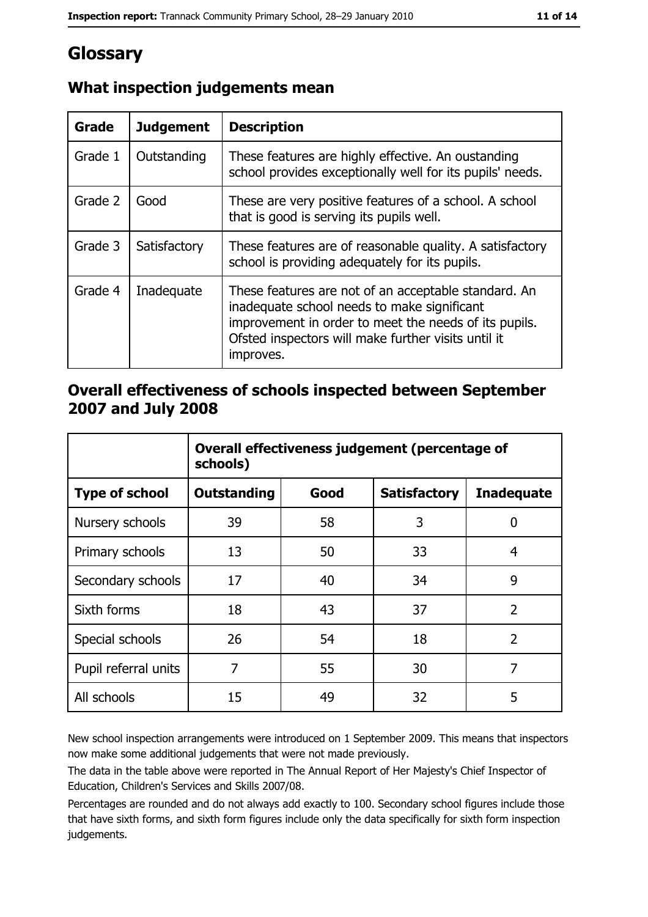# Glossary

## What inspection judgements mean

| Grade | Judgement | Description |
|---|---|---|
| Grade 1 | Outstanding | These features are highly effective. An oustanding school provides exceptionally well for its pupils' needs. |
| Grade 2 | Good | These are very positive features of a school. A school that is good is serving its pupils well. |
| Grade 3 | Satisfactory | These features are of reasonable quality. A satisfactory school is providing adequately for its pupils. |
| Grade 4 | Inadequate | These features are not of an acceptable standard. An inadequate school needs to make significant improvement in order to meet the needs of its pupils. Ofsted inspectors will make further visits until it improves. |

## Overall effectiveness of schools inspected between September 2007 and July 2008

| | Overall effectiveness judgement (percentage of schools) | | | |
|---|---|---|---|---|
| **Type of school** | **Outstanding** | **Good** | **Satisfactory** | **Inadequate** |
| Nursery schools | 39 | 58 | 3 | 0 |
| Primary schools | 13 | 50 | 33 | 4 |
| Secondary schools | 17 | 40 | 34 | 9 |
| Sixth forms | 18 | 43 | 37 | 2 |
| Special schools | 26 | 54 | 18 | 2 |
| Pupil referral units | 7 | 55 | 30 | 7 |
| All schools | 15 | 49 | 32 | 5 |

New school inspection arrangements were introduced on 1 September 2009. This means that inspectors now make some additional judgements that were not made previously.

The data in the table above were reported in The Annual Report of Her Majesty's Chief Inspector of Education, Children's Services and Skills 2007/08.

Percentages are rounded and do not always add exactly to 100. Secondary school figures include those that have sixth forms, and sixth form figures include only the data specifically for sixth form inspection judgements.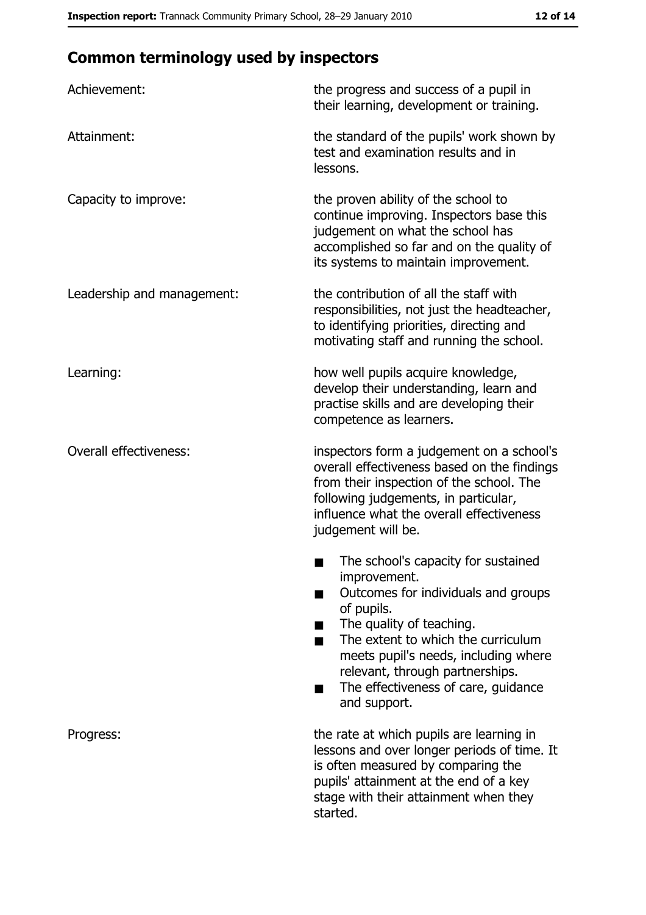## Common terminology used by inspectors

| | |
|---|---|
| Achievement: | the progress and success of a pupil in their learning, development or training. |
| Attainment: | the standard of the pupils' work shown by test and examination results and in lessons. |
| Capacity to improve: | the proven ability of the school to continue improving. Inspectors base this judgement on what the school has accomplished so far and on the quality of its systems to maintain improvement. |
| Leadership and management: | the contribution of all the staff with responsibilities, not just the headteacher, to identifying priorities, directing and motivating staff and running the school. |
| Learning: | how well pupils acquire knowledge, develop their understanding, learn and practise skills and are developing their competence as learners. |
| Overall effectiveness: | inspectors form a judgement on a school's overall effectiveness based on the findings from their inspection of the school. The following judgements, in particular, influence what the overall effectiveness judgement will be.<br>■ The school's capacity for sustained improvement.<br>■ Outcomes for individuals and groups of pupils.<br>■ The quality of teaching.<br>■ The extent to which the curriculum meets pupil's needs, including where relevant, through partnerships.<br>■ The effectiveness of care, guidance and support. |
| Progress: | the rate at which pupils are learning in lessons and over longer periods of time. It is often measured by comparing the pupils' attainment at the end of a key stage with their attainment when they started. |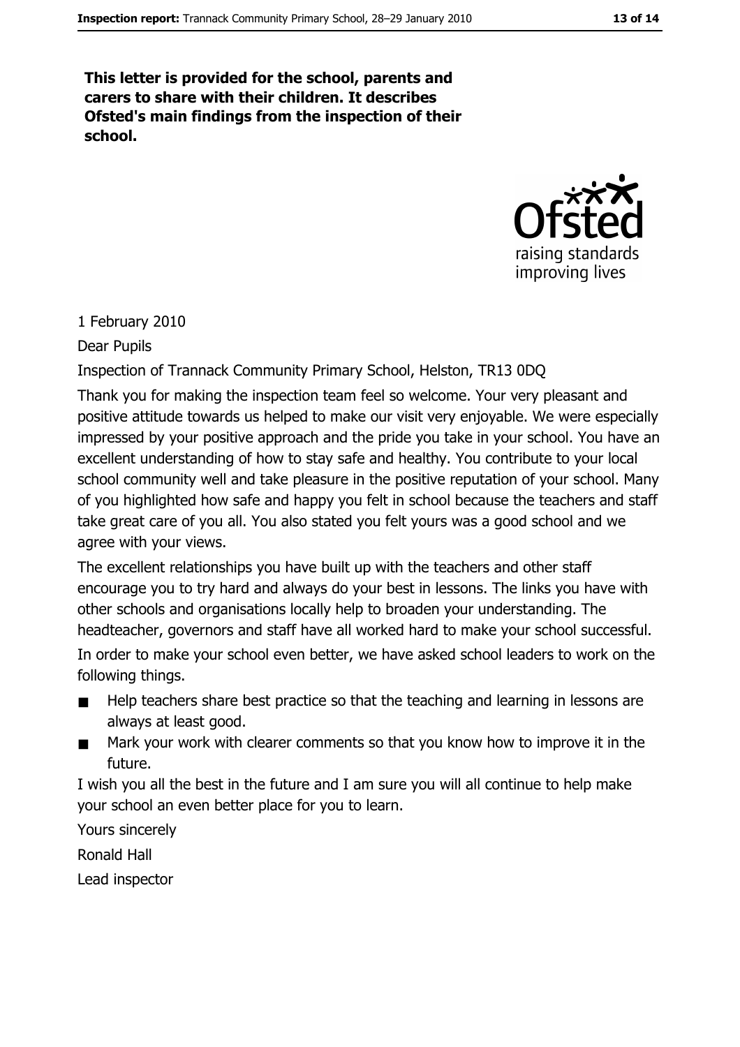**This letter is provided for the school, parents and carers to share with their children. It describes Ofsted's main findings from the inspection of their school.**

1 February 2010

Dear Pupils

Inspection of Trannack Community Primary School, Helston, TR13 0DQ

Thank you for making the inspection team feel so welcome. Your very pleasant and positive attitude towards us helped to make our visit very enjoyable. We were especially impressed by your positive approach and the pride you take in your school. You have an excellent understanding of how to stay safe and healthy. You contribute to your local school community well and take pleasure in the positive reputation of your school. Many of you highlighted how safe and happy you felt in school because the teachers and staff take great care of you all. You also stated you felt yours was a good school and we agree with your views.

The excellent relationships you have built up with the teachers and other staff encourage you to try hard and always do your best in lessons. The links you have with other schools and organisations locally help to broaden your understanding. The headteacher, governors and staff have all worked hard to make your school successful.

In order to make your school even better, we have asked school leaders to work on the following things.

- Help teachers share best practice so that the teaching and learning in lessons are always at least good.
- Mark your work with clearer comments so that you know how to improve it in the future.

I wish you all the best in the future and I am sure you will all continue to help make your school an even better place for you to learn.

Yours sincerely

Ronald Hall

Lead inspector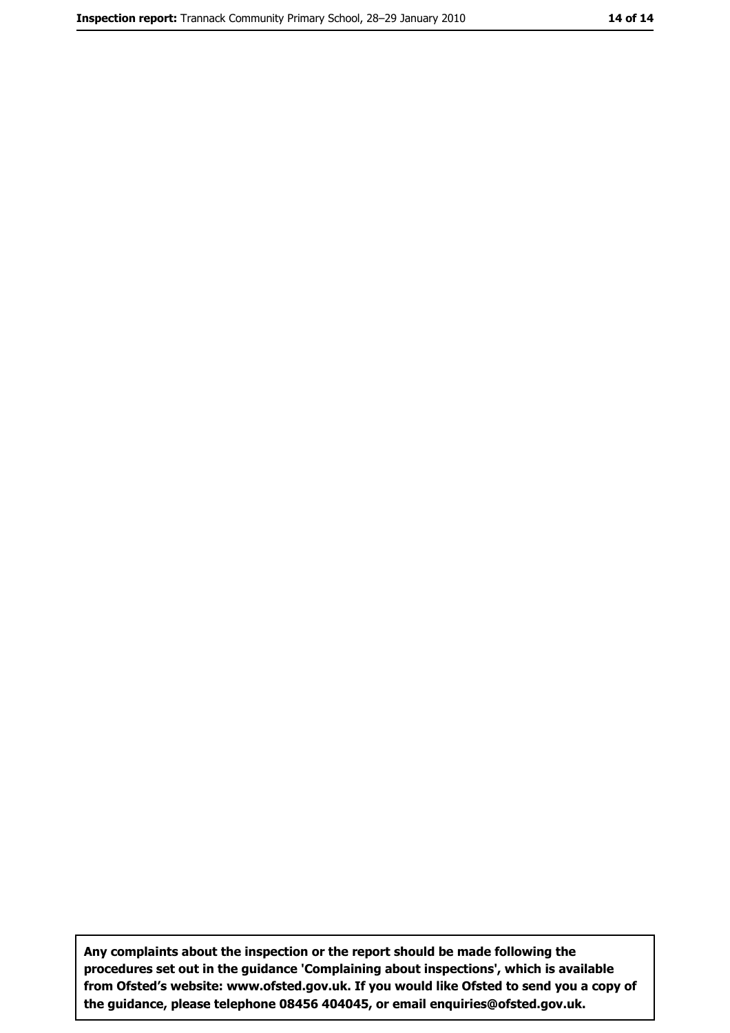**Any complaints about the inspection or the report should be made following the procedures set out in the guidance 'Complaining about inspections', which is available from Ofsted's website: www.ofsted.gov.uk. If you would like Ofsted to send you a copy of the guidance, please telephone 08456 404045, or email enquiries@ofsted.gov.uk.**